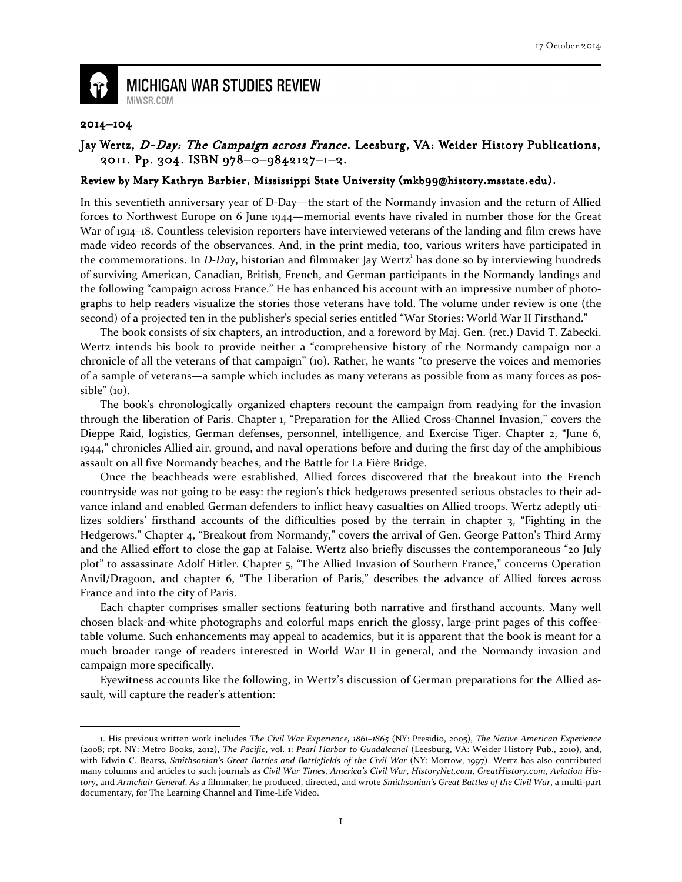# MICHIGAN WAR STUDIES REVIEW

MiWSR.COM

**2014–104**

## Jay Wertz, *D-Day: The Campaign across France*. Leesburg, VA: Weider History Publications, 2011. Pp. 304. ISBN 978–0–9842127–1–2.

**Review by Mary Kathryn Barbier, Mississippi State University (mkb99@history.msstate.edu).**

In this seventieth anniversary year of D-Day—the start of the Normandy invasion and the return of Allied forces to Northwest Europe on 6 June 1944—memorial events have rivaled in number those for the Great War of 1914–18. Countless television reporters have interviewed veterans of the landing and film crews have made video records of the observances. And, in the print media, too, various writers have participated in the commemorations. In *D-Day*, historian and filmmaker Jay Wertz[1] has done so by interviewing hundreds of surviving American, Canadian, British, French, and German participants in the Normandy landings and the following "campaign across France." He has enhanced his account with an impressive number of photographs to help readers visualize the stories those veterans have told. The volume under review is one (the second) of a projected ten in the publisher's special series entitled "War Stories: World War II Firsthand."

The book consists of six chapters, an introduction, and a foreword by Maj. Gen. (ret.) David T. Zabecki. Wertz intends his book to provide neither a "comprehensive history of the Normandy campaign nor a chronicle of all the veterans of that campaign" (10). Rather, he wants "to preserve the voices and memories of a sample of veterans—a sample which includes as many veterans as possible from as many forces as possible" (10).

The book's chronologically organized chapters recount the campaign from readying for the invasion through the liberation of Paris. Chapter 1, "Preparation for the Allied Cross-Channel Invasion," covers the Dieppe Raid, logistics, German defenses, personnel, intelligence, and Exercise Tiger. Chapter 2, "June 6, 1944," chronicles Allied air, ground, and naval operations before and during the first day of the amphibious assault on all five Normandy beaches, and the Battle for La Fière Bridge.

Once the beachheads were established, Allied forces discovered that the breakout into the French countryside was not going to be easy: the region's thick hedgerows presented serious obstacles to their advance inland and enabled German defenders to inflict heavy casualties on Allied troops. Wertz adeptly utilizes soldiers' firsthand accounts of the difficulties posed by the terrain in chapter 3, "Fighting in the Hedgerows." Chapter 4, "Breakout from Normandy," covers the arrival of Gen. George Patton's Third Army and the Allied effort to close the gap at Falaise. Wertz also briefly discusses the contemporaneous "20 July plot" to assassinate Adolf Hitler. Chapter 5, "The Allied Invasion of Southern France," concerns Operation Anvil/Dragoon, and chapter 6, "The Liberation of Paris," describes the advance of Allied forces across France and into the city of Paris.

Each chapter comprises smaller sections featuring both narrative and firsthand accounts. Many well chosen black-and-white photographs and colorful maps enrich the glossy, large-print pages of this coffee-table volume. Such enhancements may appeal to academics, but it is apparent that the book is meant for a much broader range of readers interested in World War II in general, and the Normandy invasion and campaign more specifically.

Eyewitness accounts like the following, in Wertz's discussion of German preparations for the Allied assault, will capture the reader's attention:

---

1. His previous written work includes *The Civil War Experience, 1861–1865* (NY: Presidio, 2005), *The Native American Experience* (2008; rpt. NY: Metro Books, 2012), *The Pacific*, vol. 1: *Pearl Harbor to Guadalcanal* (Leesburg, VA: Weider History Pub., 2010), and, with Edwin C. Bearss, *Smithsonian's Great Battles and Battlefields of the Civil War* (NY: Morrow, 1997). Wertz has also contributed many columns and articles to such journals as *Civil War Times*, *America's Civil War*, *HistoryNet.com*, *GreatHistory.com*, *Aviation History*, and *Armchair General*. As a filmmaker, he produced, directed, and wrote *Smithsonian's Great Battles of the Civil War*, a multi-part documentary, for The Learning Channel and Time-Life Video.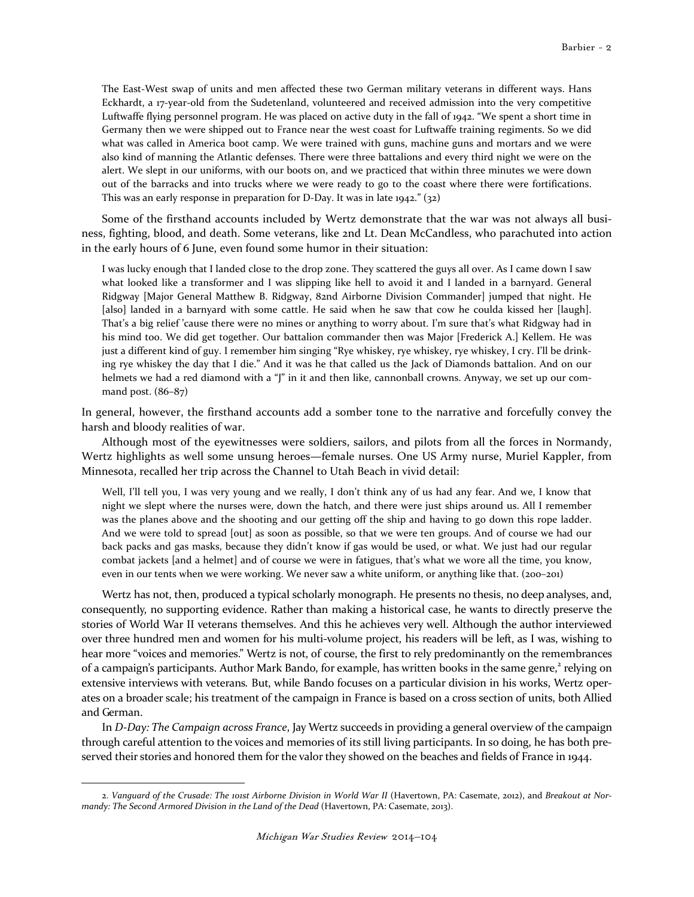The East-West swap of units and men affected these two German military veterans in different ways. Hans Eckhardt, a 17-year-old from the Sudetenland, volunteered and received admission into the very competitive Luftwaffe flying personnel program. He was placed on active duty in the fall of 1942. "We spent a short time in Germany then we were shipped out to France near the west coast for Luftwaffe training regiments. So we did what was called in America boot camp. We were trained with guns, machine guns and mortars and we were also kind of manning the Atlantic defenses. There were three battalions and every third night we were on the alert. We slept in our uniforms, with our boots on, and we practiced that within three minutes we were down out of the barracks and into trucks where we were ready to go to the coast where there were fortifications. This was an early response in preparation for D-Day. It was in late 1942." (32)

Some of the firsthand accounts included by Wertz demonstrate that the war was not always all business, fighting, blood, and death. Some veterans, like 2nd Lt. Dean McCandless, who parachuted into action in the early hours of 6 June, even found some humor in their situation:

> I was lucky enough that I landed close to the drop zone. They scattered the guys all over. As I came down I saw what looked like a transformer and I was slipping like hell to avoid it and I landed in a barnyard. General Ridgway [Major General Matthew B. Ridgway, 82nd Airborne Division Commander] jumped that night. He [also] landed in a barnyard with some cattle. He said when he saw that cow he coulda kissed her [laugh]. That's a big relief 'cause there were no mines or anything to worry about. I'm sure that's what Ridgway had in his mind too. We did get together. Our battalion commander then was Major [Frederick A.] Kellem. He was just a different kind of guy. I remember him singing "Rye whiskey, rye whiskey, rye whiskey, I cry. I'll be drinking rye whiskey the day that I die." And it was he that called us the Jack of Diamonds battalion. And on our helmets we had a red diamond with a "J" in it and then like, cannonball crowns. Anyway, we set up our command post. (86–87)

In general, however, the firsthand accounts add a somber tone to the narrative and forcefully convey the harsh and bloody realities of war.

Although most of the eyewitnesses were soldiers, sailors, and pilots from all the forces in Normandy, Wertz highlights as well some unsung heroes—female nurses. One US Army nurse, Muriel Kappler, from Minnesota, recalled her trip across the Channel to Utah Beach in vivid detail:

> Well, I'll tell you, I was very young and we really, I don't think any of us had any fear. And we, I know that night we slept where the nurses were, down the hatch, and there were just ships around us. All I remember was the planes above and the shooting and our getting off the ship and having to go down this rope ladder. And we were told to spread [out] as soon as possible, so that we were ten groups. And of course we had our back packs and gas masks, because they didn't know if gas would be used, or what. We just had our regular combat jackets [and a helmet] and of course we were in fatigues, that's what we wore all the time, you know, even in our tents when we were working. We never saw a white uniform, or anything like that. (200–201)

Wertz has not, then, produced a typical scholarly monograph. He presents no thesis, no deep analyses, and, consequently, no supporting evidence. Rather than making a historical case, he wants to directly preserve the stories of World War II veterans themselves. And this he achieves very well. Although the author interviewed over three hundred men and women for his multi-volume project, his readers will be left, as I was, wishing to hear more "voices and memories." Wertz is not, of course, the first to rely predominantly on the remembrances of a campaign's participants. Author Mark Bando, for example, has written books in the same genre,[2] relying on extensive interviews with veterans. But, while Bando focuses on a particular division in his works, Wertz operates on a broader scale; his treatment of the campaign in France is based on a cross section of units, both Allied and German.

In *D-Day: The Campaign across France*, Jay Wertz succeeds in providing a general overview of the campaign through careful attention to the voices and memories of its still living participants. In so doing, he has both preserved their stories and honored them for the valor they showed on the beaches and fields of France in 1944.

---

2. *Vanguard of the Crusade: The 101st Airborne Division in World War II* (Havertown, PA: Casemate, 2012), and *Breakout at Normandy: The Second Armored Division in the Land of the Dead* (Havertown, PA: Casemate, 2013).